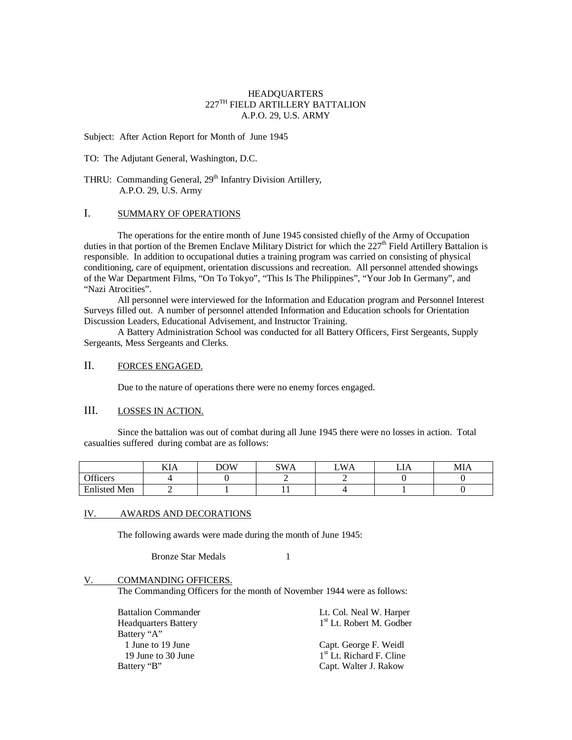HEADQUARTERS
227TH FIELD ARTILLERY BATTALION
A.P.O. 29, U.S. ARMY

Subject: After Action Report for Month of June 1945

TO: The Adjutant General, Washington, D.C.

THRU: Commanding General, 29th Infantry Division Artillery,
A.P.O. 29, U.S. Army

## I. SUMMARY OF OPERATIONS

The operations for the entire month of June 1945 consisted chiefly of the Army of Occupation duties in that portion of the Bremen Enclave Military District for which the 227th Field Artillery Battalion is responsible. In addition to occupational duties a training program was carried on consisting of physical conditioning, care of equipment, orientation discussions and recreation. All personnel attended showings of the War Department Films, "On To Tokyo", "This Is The Philippines", "Your Job In Germany", and "Nazi Atrocities".

All personnel were interviewed for the Information and Education program and Personnel Interest Surveys filled out. A number of personnel attended Information and Education schools for Orientation Discussion Leaders, Educational Advisement, and Instructor Training.

A Battery Administration School was conducted for all Battery Officers, First Sergeants, Supply Sergeants, Mess Sergeants and Clerks.

## II. FORCES ENGAGED.

Due to the nature of operations there were no enemy forces engaged.

## III. LOSSES IN ACTION.

Since the battalion was out of combat during all June 1945 there were no losses in action. Total casualties suffered during combat are as follows:

| | KIA | DOW | SWA | LWA | LIA | MIA |
|---|---|---|---|---|---|---|
| Officers | 4 | 0 | 2 | 2 | 0 | 0 |
| Enlisted Men | 2 | 1 | 11 | 4 | 1 | 0 |

## IV. AWARDS AND DECORATIONS

The following awards were made during the month of June 1945:

Bronze Star Medals 1

## V. COMMANDING OFFICERS.

The Commanding Officers for the month of November 1944 were as follows:

| | |
|---|---|
| Battalion Commander | Lt. Col. Neal W. Harper |
| Headquarters Battery | 1st Lt. Robert M. Godber |
| Battery "A" | |
| 1 June to 19 June | Capt. George F. Weidl |
| 19 June to 30 June | 1st Lt. Richard F. Cline |
| Battery "B" | Capt. Walter J. Rakow |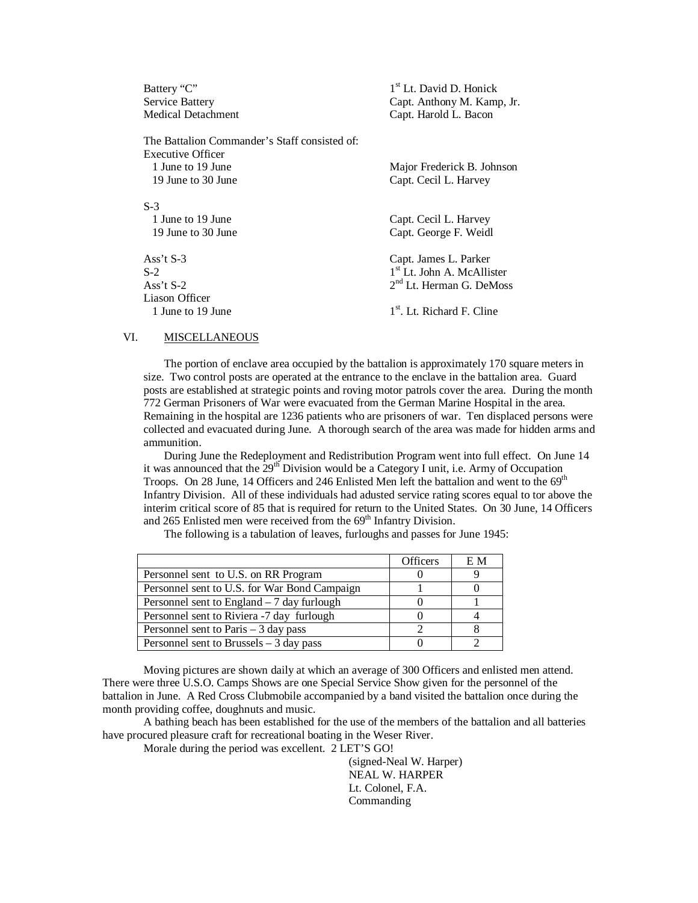| | |
|---|---|
| Battery "C" | 1st Lt. David D. Honick |
| Service Battery | Capt. Anthony M. Kamp, Jr. |
| Medical Detachment | Capt. Harold L. Bacon |

The Battalion Commander's Staff consisted of:

| | |
|---|---|
| Executive Officer | |
| 1 June to 19 June | Major Frederick B. Johnson |
| 19 June to 30 June | Capt. Cecil L. Harvey |
| S-3 | |
| 1 June to 19 June | Capt. Cecil L. Harvey |
| 19 June to 30 June | Capt. George F. Weidl |
| Ass't S-3 | Capt. James L. Parker |
| S-2 | 1st Lt. John A. McAllister |
| Ass't S-2 | 2nd Lt. Herman G. DeMoss |
| Liason Officer | |
| 1 June to 19 June | 1st. Lt. Richard F. Cline |

## VI. MISCELLANEOUS

The portion of enclave area occupied by the battalion is approximately 170 square meters in size. Two control posts are operated at the entrance to the enclave in the battalion area. Guard posts are established at strategic points and roving motor patrols cover the area. During the month 772 German Prisoners of War were evacuated from the German Marine Hospital in the area. Remaining in the hospital are 1236 patients who are prisoners of war. Ten displaced persons were collected and evacuated during June. A thorough search of the area was made for hidden arms and ammunition.

During June the Redeployment and Redistribution Program went into full effect. On June 14 it was announced that the 29th Division would be a Category I unit, i.e. Army of Occupation Troops. On 28 June, 14 Officers and 246 Enlisted Men left the battalion and went to the 69th Infantry Division. All of these individuals had adusted service rating scores equal to tor above the interim critical score of 85 that is required for return to the United States. On 30 June, 14 Officers and 265 Enlisted men were received from the 69th Infantry Division.

The following is a tabulation of leaves, furloughs and passes for June 1945:

| | Officers | E M |
|---|---|---|
| Personnel sent to U.S. on RR Program | 0 | 9 |
| Personnel sent to U.S. for War Bond Campaign | 1 | 0 |
| Personnel sent to England – 7 day furlough | 0 | 1 |
| Personnel sent to Riviera -7 day furlough | 0 | 4 |
| Personnel sent to Paris – 3 day pass | 2 | 8 |
| Personnel sent to Brussels – 3 day pass | 0 | 2 |

Moving pictures are shown daily at which an average of 300 Officers and enlisted men attend. There were three U.S.O. Camps Shows are one Special Service Show given for the personnel of the battalion in June. A Red Cross Clubmobile accompanied by a band visited the battalion once during the month providing coffee, doughnuts and music.

A bathing beach has been established for the use of the members of the battalion and all batteries have procured pleasure craft for recreational boating in the Weser River.

Morale during the period was excellent. 2 LET'S GO!

(signed-Neal W. Harper)
NEAL W. HARPER
Lt. Colonel, F.A.
Commanding